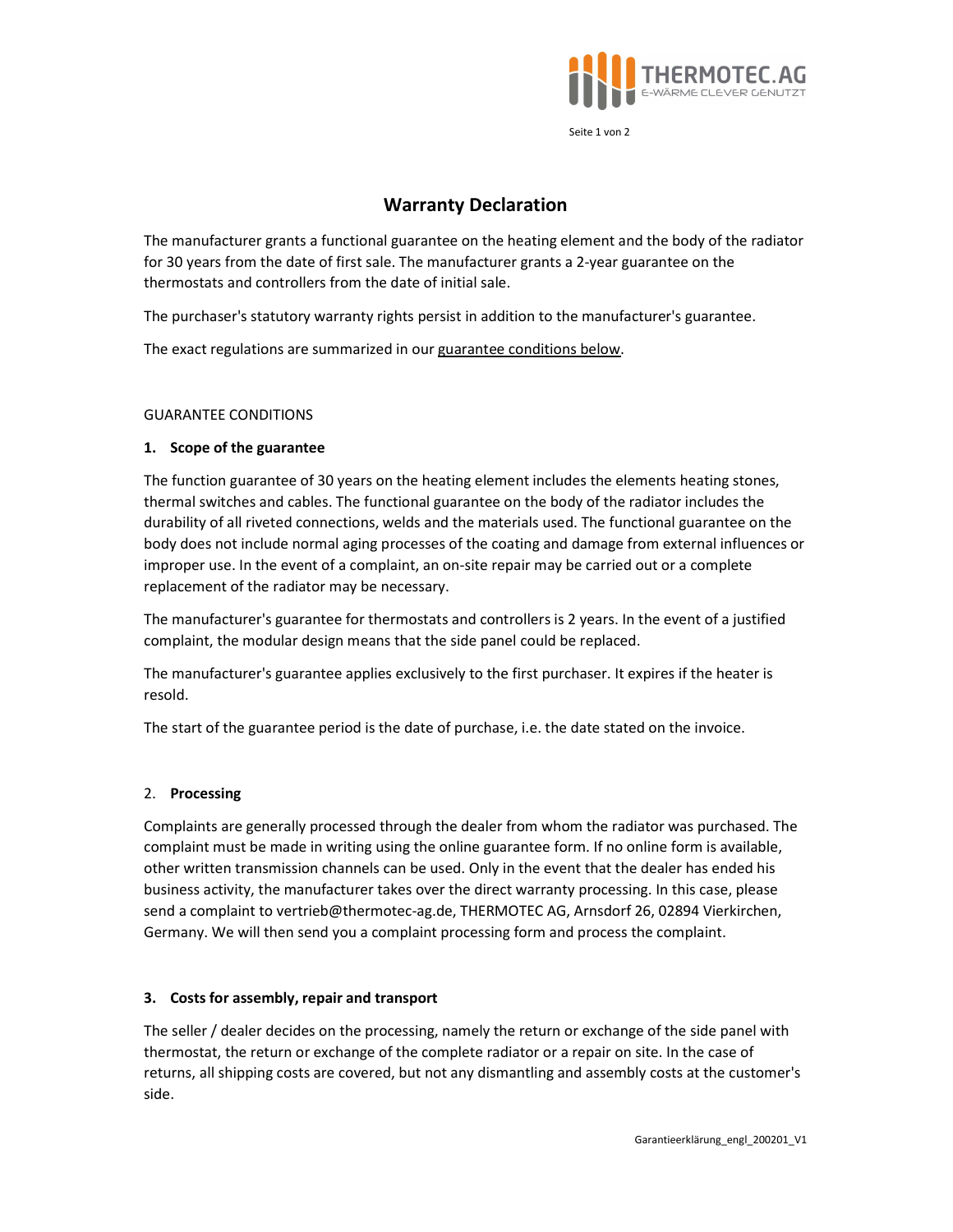# Warranty Declaration

The manufacturer grants a functional guarantee on the heating element and the body of the radiator for 30 years from the date of first sale. The manufacturer grants a 2-year guarantee on the thermostats and controllers from the date of initial sale.

The purchaser's statutory warranty rights persist in addition to the manufacturer's guarantee.

The exact regulations are summarized in our guarantee conditions below.

GUARANTEE CONDITIONS

## 1. Scope of the guarantee

The function guarantee of 30 years on the heating element includes the elements heating stones, thermal switches and cables. The functional guarantee on the body of the radiator includes the durability of all riveted connections, welds and the materials used. The functional guarantee on the body does not include normal aging processes of the coating and damage from external influences or improper use. In the event of a complaint, an on-site repair may be carried out or a complete replacement of the radiator may be necessary.

The manufacturer's guarantee for thermostats and controllers is 2 years. In the event of a justified complaint, the modular design means that the side panel could be replaced.

The manufacturer's guarantee applies exclusively to the first purchaser. It expires if the heater is resold.

The start of the guarantee period is the date of purchase, i.e. the date stated on the invoice.

## 2. Processing

Complaints are generally processed through the dealer from whom the radiator was purchased. The complaint must be made in writing using the online guarantee form. If no online form is available, other written transmission channels can be used. Only in the event that the dealer has ended his business activity, the manufacturer takes over the direct warranty processing. In this case, please send a complaint to vertrieb@thermotec-ag.de, THERMOTEC AG, Arnsdorf 26, 02894 Vierkirchen, Germany. We will then send you a complaint processing form and process the complaint.

## 3. Costs for assembly, repair and transport

The seller / dealer decides on the processing, namely the return or exchange of the side panel with thermostat, the return or exchange of the complete radiator or a repair on site. In the case of returns, all shipping costs are covered, but not any dismantling and assembly costs at the customer's side.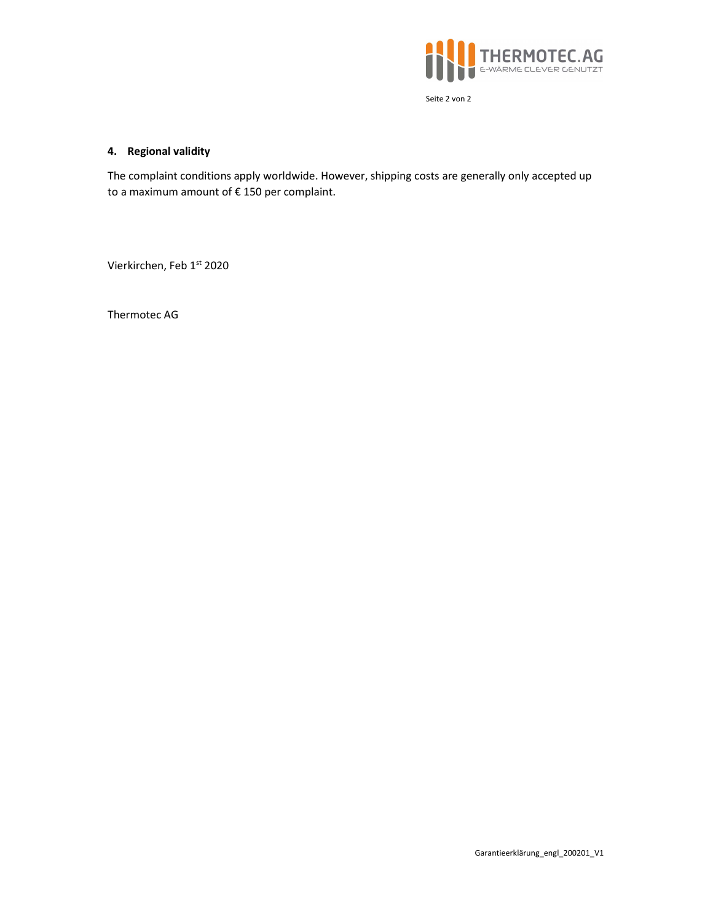## 4. Regional validity

The complaint conditions apply worldwide. However, shipping costs are generally only accepted up to a maximum amount of € 150 per complaint.

Vierkirchen, Feb 1st 2020

Thermotec AG